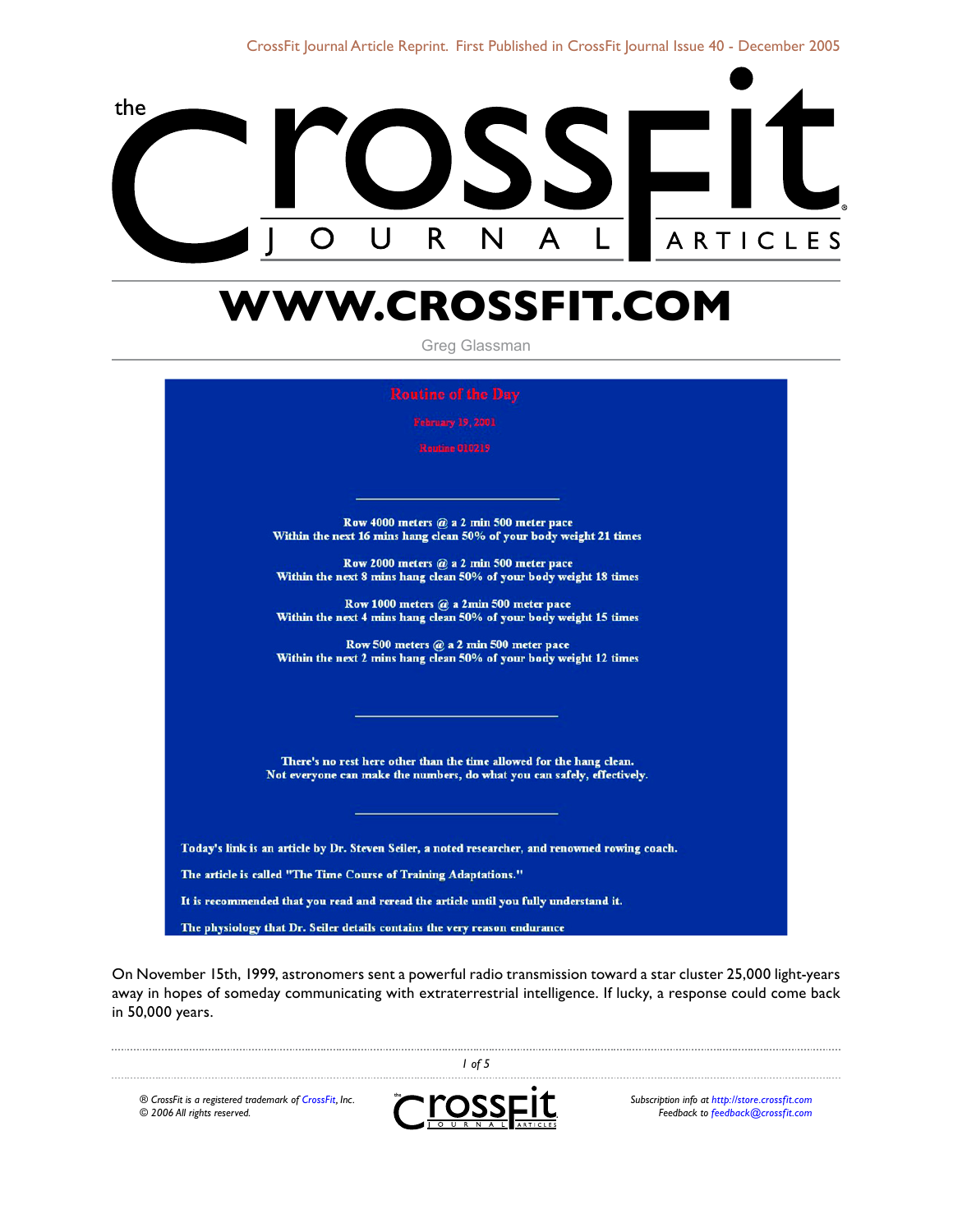# WWW.CROSSFIT.COM

Greg Glassman

**Routine of the Day**

**February 19, 2001**

**Routine 010219**

---

**Row 4000 meters @ a 2 min 500 meter pace**
**Within the next 16 mins hang clean 50% of your body weight 21 times**

**Row 2000 meters @ a 2 min 500 meter pace**
**Within the next 8 mins hang clean 50% of your body weight 18 times**

**Row 1000 meters @ a 2min 500 meter pace**
**Within the next 4 mins hang clean 50% of your body weight 15 times**

**Row 500 meters @ a 2 min 500 meter pace**
**Within the next 2 mins hang clean 50% of your body weight 12 times**

---

**There's no rest here other than the time allowed for the hang clean.**
**Not everyone can make the numbers, do what you can safely, effectively.**

---

**Today's link is an article by Dr. Steven Seiler, a noted researcher, and renowned rowing coach.**

**The article is called "The Time Course of Training Adaptations."**

**It is recommended that you read and reread the article until you fully understand it.**

**The physiology that Dr. Seiler details contains the very reason endurance**

On November 15th, 1999, astronomers sent a powerful radio transmission toward a star cluster 25,000 light-years away in hopes of someday communicating with extraterrestrial intelligence. If lucky, a response could come back in 50,000 years.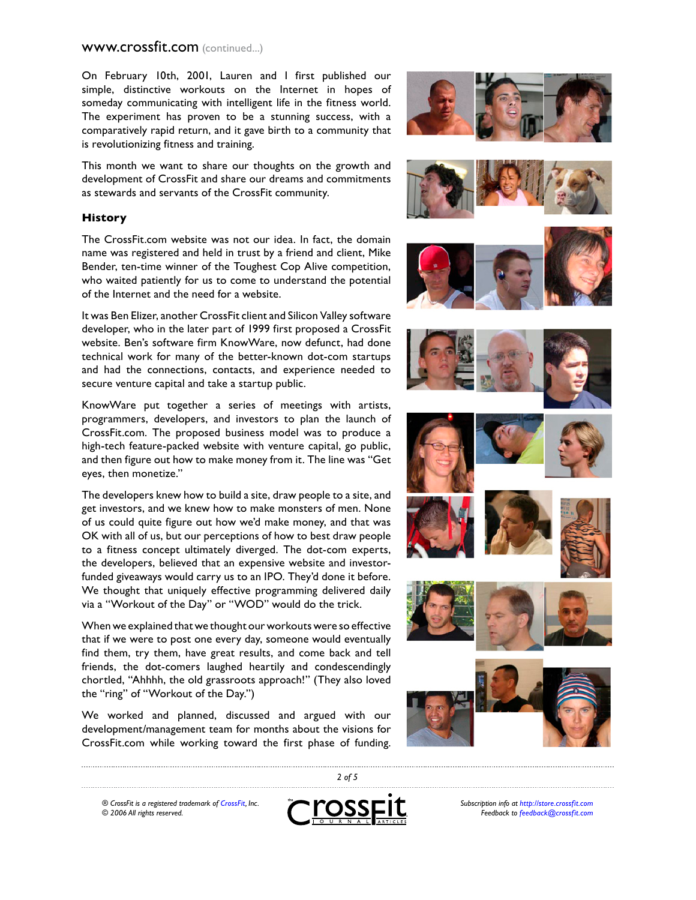On February 10th, 2001, Lauren and I first published our simple, distinctive workouts on the Internet in hopes of someday communicating with intelligent life in the fitness world. The experiment has proven to be a stunning success, with a comparatively rapid return, and it gave birth to a community that is revolutionizing fitness and training.

This month we want to share our thoughts on the growth and development of CrossFit and share our dreams and commitments as stewards and servants of the CrossFit community.

## History

The CrossFit.com website was not our idea. In fact, the domain name was registered and held in trust by a friend and client, Mike Bender, ten-time winner of the Toughest Cop Alive competition, who waited patiently for us to come to understand the potential of the Internet and the need for a website.

It was Ben Elizer, another CrossFit client and Silicon Valley software developer, who in the later part of 1999 first proposed a CrossFit website. Ben's software firm KnowWare, now defunct, had done technical work for many of the better-known dot-com startups and had the connections, contacts, and experience needed to secure venture capital and take a startup public.

KnowWare put together a series of meetings with artists, programmers, developers, and investors to plan the launch of CrossFit.com. The proposed business model was to produce a high-tech feature-packed website with venture capital, go public, and then figure out how to make money from it. The line was "Get eyes, then monetize."

The developers knew how to build a site, draw people to a site, and get investors, and we knew how to make monsters of men. None of us could quite figure out how we'd make money, and that was OK with all of us, but our perceptions of how to best draw people to a fitness concept ultimately diverged. The dot-com experts, the developers, believed that an expensive website and investor-funded giveaways would carry us to an IPO. They'd done it before. We thought that uniquely effective programming delivered daily via a "Workout of the Day" or "WOD" would do the trick.

When we explained that we thought our workouts were so effective that if we were to post one every day, someone would eventually find them, try them, have great results, and come back and tell friends, the dot-comers laughed heartily and condescendingly chortled, "Ahhhh, the old grassroots approach!" (They also loved the "ring" of "Workout of the Day.")

We worked and planned, discussed and argued with our development/management team for months about the visions for CrossFit.com while working toward the first phase of funding.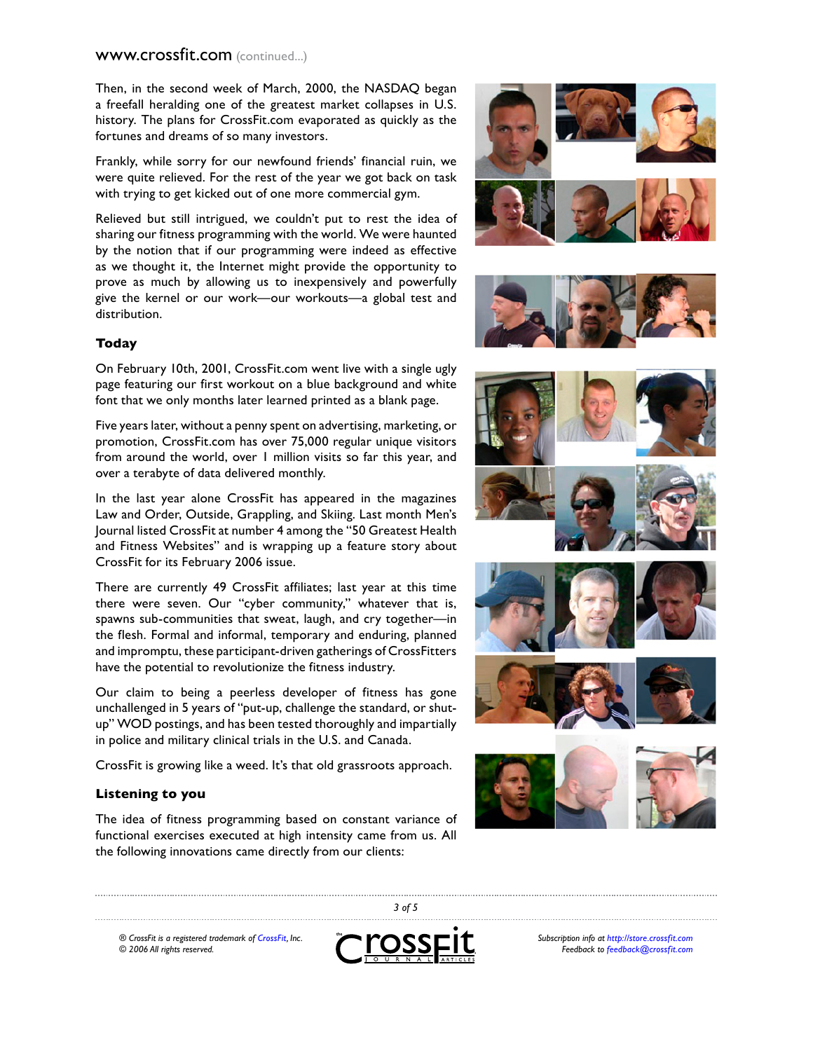Then, in the second week of March, 2000, the NASDAQ began a freefall heralding one of the greatest market collapses in U.S. history. The plans for CrossFit.com evaporated as quickly as the fortunes and dreams of so many investors.

Frankly, while sorry for our newfound friends' financial ruin, we were quite relieved. For the rest of the year we got back on task with trying to get kicked out of one more commercial gym.

Relieved but still intrigued, we couldn't put to rest the idea of sharing our fitness programming with the world. We were haunted by the notion that if our programming were indeed as effective as we thought it, the Internet might provide the opportunity to prove as much by allowing us to inexpensively and powerfully give the kernel or our work—our workouts—a global test and distribution.

### Today

On February 10th, 2001, CrossFit.com went live with a single ugly page featuring our first workout on a blue background and white font that we only months later learned printed as a blank page.

Five years later, without a penny spent on advertising, marketing, or promotion, CrossFit.com has over 75,000 regular unique visitors from around the world, over 1 million visits so far this year, and over a terabyte of data delivered monthly.

In the last year alone CrossFit has appeared in the magazines Law and Order, Outside, Grappling, and Skiing. Last month Men's Journal listed CrossFit at number 4 among the "50 Greatest Health and Fitness Websites" and is wrapping up a feature story about CrossFit for its February 2006 issue.

There are currently 49 CrossFit affiliates; last year at this time there were seven. Our "cyber community," whatever that is, spawns sub-communities that sweat, laugh, and cry together—in the flesh. Formal and informal, temporary and enduring, planned and impromptu, these participant-driven gatherings of CrossFitters have the potential to revolutionize the fitness industry.

Our claim to being a peerless developer of fitness has gone unchallenged in 5 years of "put-up, challenge the standard, or shut-up" WOD postings, and has been tested thoroughly and impartially in police and military clinical trials in the U.S. and Canada.

CrossFit is growing like a weed. It's that old grassroots approach.

### Listening to you

The idea of fitness programming based on constant variance of functional exercises executed at high intensity came from us. All the following innovations came directly from our clients: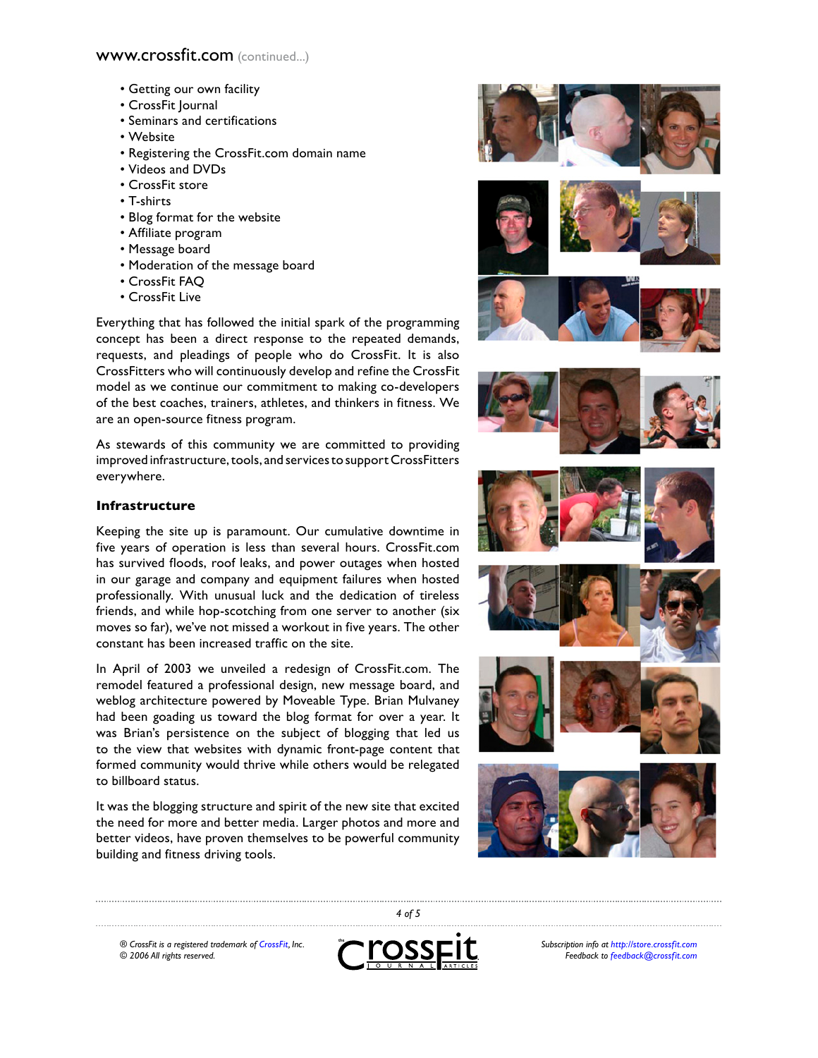- Getting our own facility
- CrossFit Journal
- Seminars and certifications
- Website
- Registering the CrossFit.com domain name
- Videos and DVDs
- CrossFit store
- T-shirts
- Blog format for the website
- Affiliate program
- Message board
- Moderation of the message board
- CrossFit FAQ
- CrossFit Live

Everything that has followed the initial spark of the programming concept has been a direct response to the repeated demands, requests, and pleadings of people who do CrossFit. It is also CrossFitters who will continuously develop and refine the CrossFit model as we continue our commitment to making co-developers of the best coaches, trainers, athletes, and thinkers in fitness. We are an open-source fitness program.

As stewards of this community we are committed to providing improved infrastructure, tools, and services to support CrossFitters everywhere.

### Infrastructure

Keeping the site up is paramount. Our cumulative downtime in five years of operation is less than several hours. CrossFit.com has survived floods, roof leaks, and power outages when hosted in our garage and company and equipment failures when hosted professionally. With unusual luck and the dedication of tireless friends, and while hop-scotching from one server to another (six moves so far), we've not missed a workout in five years. The other constant has been increased traffic on the site.

In April of 2003 we unveiled a redesign of CrossFit.com. The remodel featured a professional design, new message board, and weblog architecture powered by Moveable Type. Brian Mulvaney had been goading us toward the blog format for over a year. It was Brian's persistence on the subject of blogging that led us to the view that websites with dynamic front-page content that formed community would thrive while others would be relegated to billboard status.

It was the blogging structure and spirit of the new site that excited the need for more and better media. Larger photos and more and better videos, have proven themselves to be powerful community building and fitness driving tools.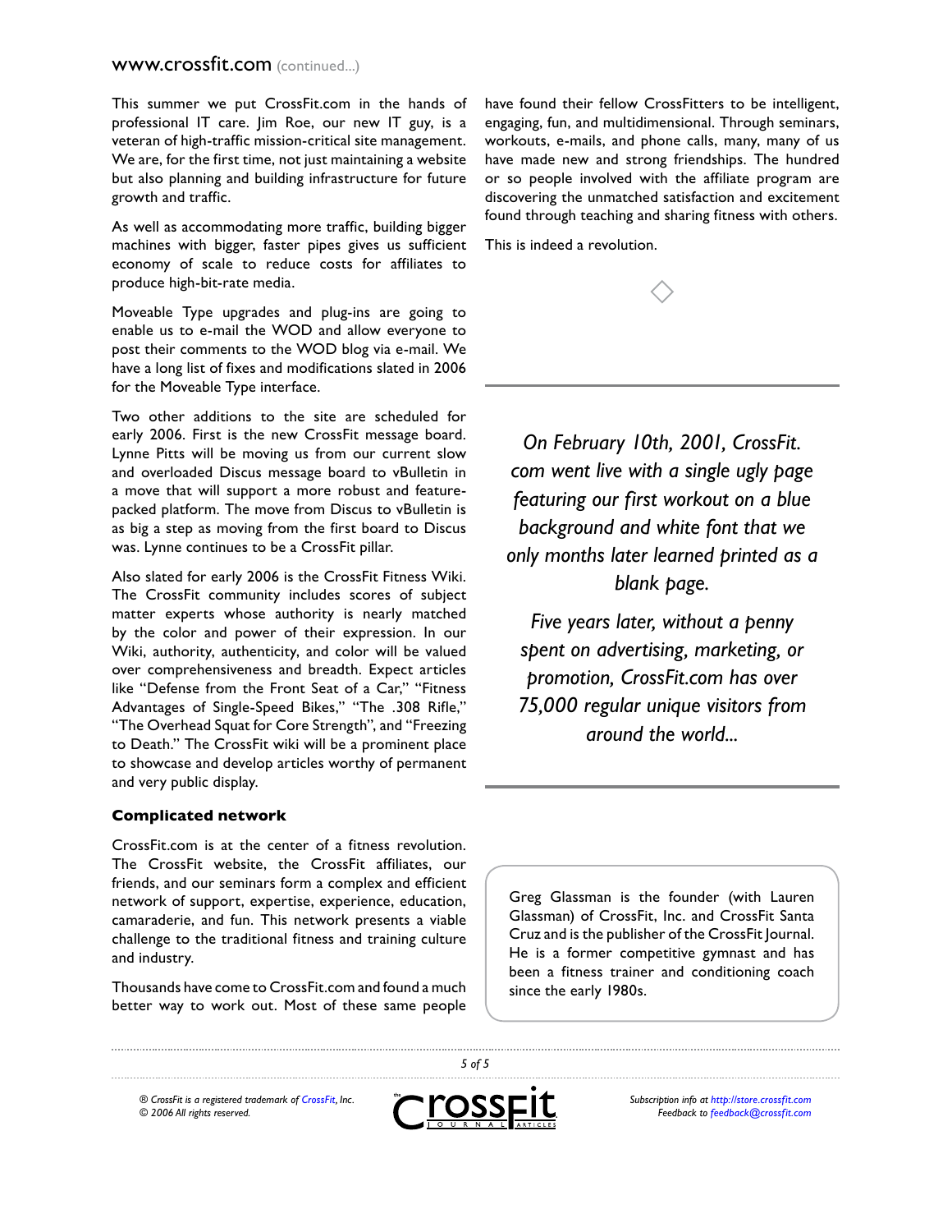This summer we put CrossFit.com in the hands of professional IT care. Jim Roe, our new IT guy, is a veteran of high-traffic mission-critical site management. We are, for the first time, not just maintaining a website but also planning and building infrastructure for future growth and traffic.

As well as accommodating more traffic, building bigger machines with bigger, faster pipes gives us sufficient economy of scale to reduce costs for affiliates to produce high-bit-rate media.

Moveable Type upgrades and plug-ins are going to enable us to e-mail the WOD and allow everyone to post their comments to the WOD blog via e-mail. We have a long list of fixes and modifications slated in 2006 for the Moveable Type interface.

Two other additions to the site are scheduled for early 2006. First is the new CrossFit message board. Lynne Pitts will be moving us from our current slow and overloaded Discus message board to vBulletin in a move that will support a more robust and feature-packed platform. The move from Discus to vBulletin is as big a step as moving from the first board to Discus was. Lynne continues to be a CrossFit pillar.

Also slated for early 2006 is the CrossFit Fitness Wiki. The CrossFit community includes scores of subject matter experts whose authority is nearly matched by the color and power of their expression. In our Wiki, authority, authenticity, and color will be valued over comprehensiveness and breadth. Expect articles like "Defense from the Front Seat of a Car," "Fitness Advantages of Single-Speed Bikes," "The .308 Rifle," "The Overhead Squat for Core Strength", and "Freezing to Death." The CrossFit wiki will be a prominent place to showcase and develop articles worthy of permanent and very public display.

### Complicated network

CrossFit.com is at the center of a fitness revolution. The CrossFit website, the CrossFit affiliates, our friends, and our seminars form a complex and efficient network of support, expertise, education, camaraderie, and fun. This network presents a viable challenge to the traditional fitness and training culture and industry.

Thousands have come to CrossFit.com and found a much better way to work out. Most of these same people have found their fellow CrossFitters to be intelligent, engaging, fun, and multidimensional. Through seminars, workouts, e-mails, and phone calls, many, many of us have made new and strong friendships. The hundred or so people involved with the affiliate program are discovering the unmatched satisfaction and excitement found through teaching and sharing fitness with others.

This is indeed a revolution.

◇

---

*On February 10th, 2001, CrossFit.com went live with a single ugly page featuring our first workout on a blue background and white font that we only months later learned printed as a blank page.*

*Five years later, without a penny spent on advertising, marketing, or promotion, CrossFit.com has over 75,000 regular unique visitors from around the world...*

---

Greg Glassman is the founder (with Lauren Glassman) of CrossFit, Inc. and CrossFit Santa Cruz and is the publisher of the CrossFit Journal. He is a former competitive gymnast and has been a fitness trainer and conditioning coach since the early 1980s.